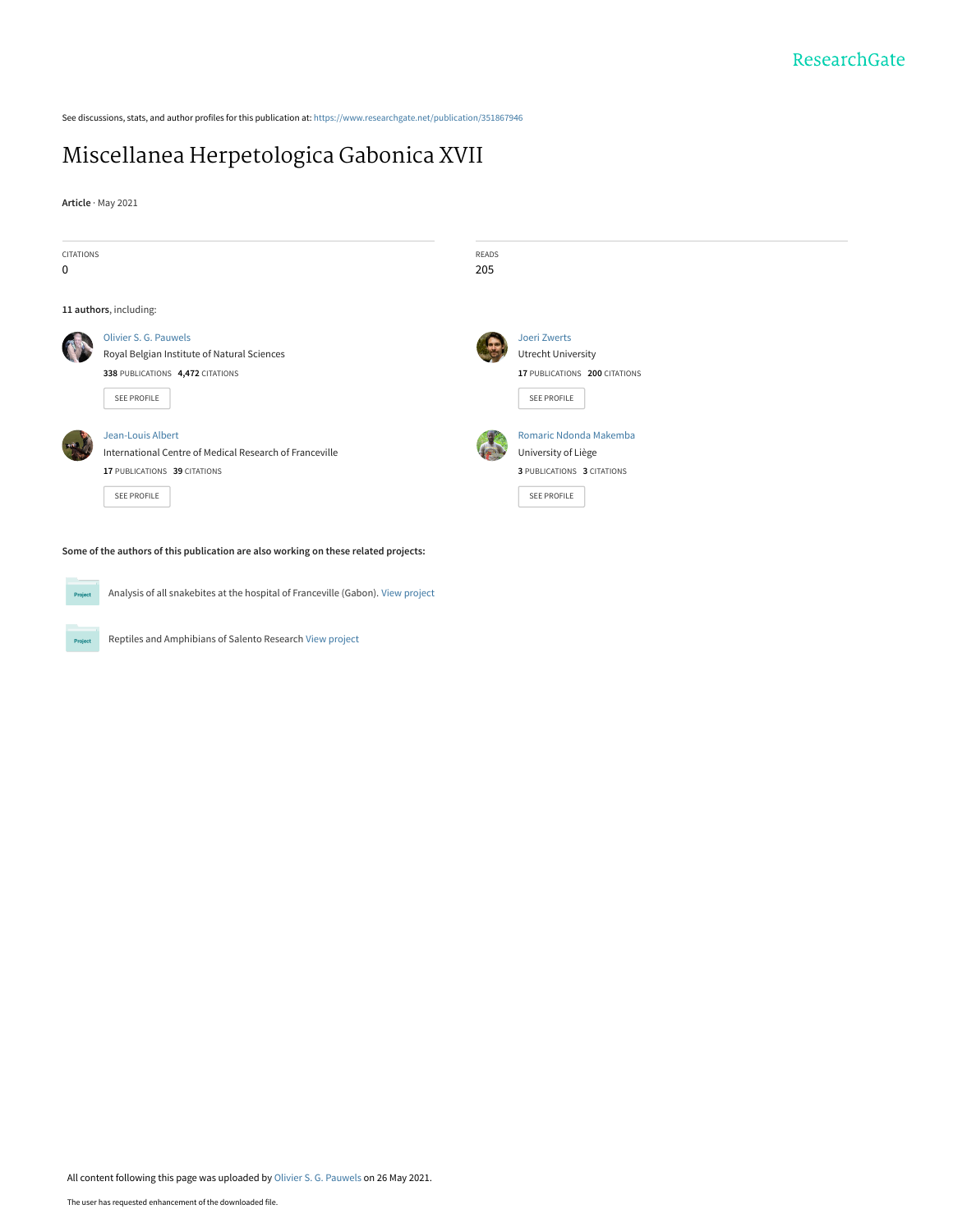ResearchGate

See discussions, stats, and author profiles for this publication at: https://www.researchgate.net/publication/351867946

# Miscellanea Herpetologica Gabonica XVII

**Article** · May 2021

CITATIONS
0

READS
205

**11 authors**, including:

Olivier S. G. Pauwels
Royal Belgian Institute of Natural Sciences
**338** PUBLICATIONS **4,472** CITATIONS
SEE PROFILE

Joeri Zwerts
Utrecht University
**17** PUBLICATIONS **200** CITATIONS
SEE PROFILE

Jean-Louis Albert
International Centre of Medical Research of Franceville
**17** PUBLICATIONS **39** CITATIONS
SEE PROFILE

Romaric Ndonda Makemba
University of Liège
**3** PUBLICATIONS **3** CITATIONS
SEE PROFILE

**Some of the authors of this publication are also working on these related projects:**

Project: Analysis of all snakebites at the hospital of Franceville (Gabon). View project

Project: Reptiles and Amphibians of Salento Research View project

All content following this page was uploaded by Olivier S. G. Pauwels on 26 May 2021.

The user has requested enhancement of the downloaded file.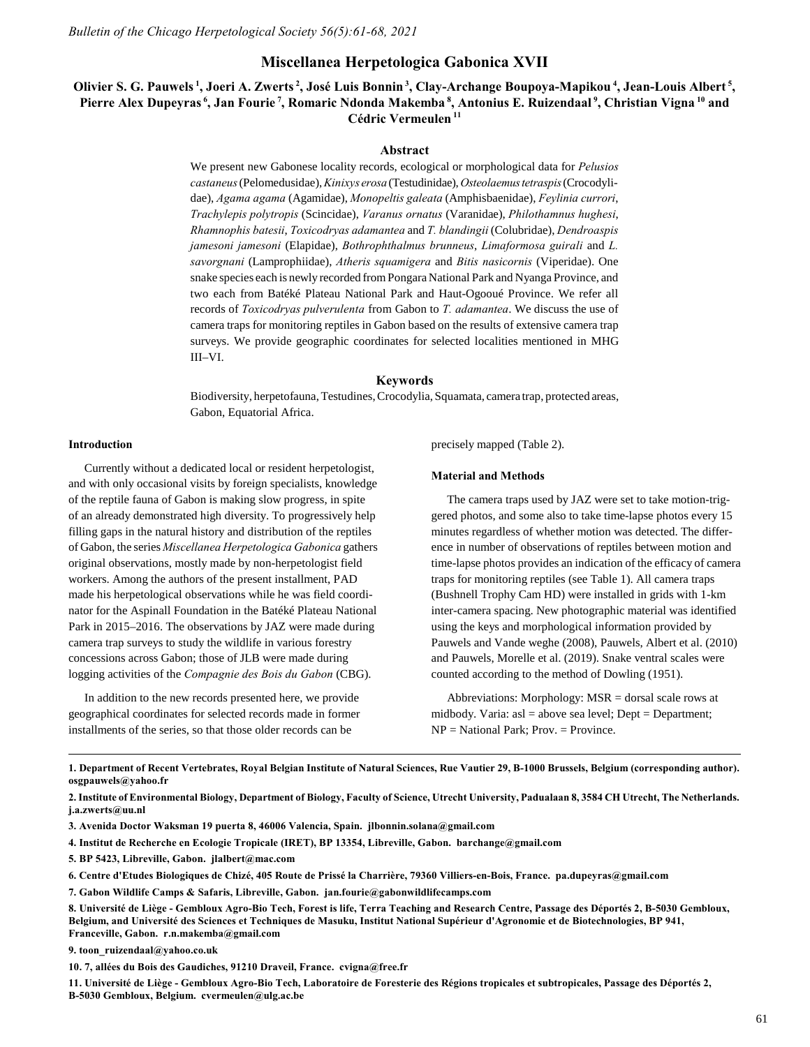# Miscellanea Herpetologica Gabonica XVII

**Olivier S. G. Pauwels [1], Joeri A. Zwerts [2], José Luis Bonnin [3], Clay-Archange Boupoya-Mapikou [4], Jean-Louis Albert [5], Pierre Alex Dupeyras [6], Jan Fourie [7], Romaric Ndonda Makemba [8], Antonius E. Ruizendaal [9], Christian Vigna [10] and Cédric Vermeulen [11]**

### Abstract

We present new Gabonese locality records, ecological or morphological data for *Pelusios castaneus* (Pelomedusidae), *Kinixys erosa* (Testudinidae), *Osteolaemus tetraspis* (Crocodylidae), *Agama agama* (Agamidae), *Monopeltis galeata* (Amphisbaenidae), *Feylinia currori*, *Trachylepis polytropis* (Scincidae), *Varanus ornatus* (Varanidae), *Philothamnus hughesi*, *Rhamnophis batesii*, *Toxicodryas adamantea* and *T. blandingii* (Colubridae), *Dendroaspis jamesoni jamesoni* (Elapidae), *Bothrophthalmus brunneus*, *Limaformosa guirali* and *L. savorgnani* (Lamprophiidae), *Atheris squamigera* and *Bitis nasicornis* (Viperidae). One snake species each is newly recorded from Pongara National Park and Nyanga Province, and two each from Batéké Plateau National Park and Haut-Ogooué Province. We refer all records of *Toxicodryas pulverulenta* from Gabon to *T. adamantea*. We discuss the use of camera traps for monitoring reptiles in Gabon based on the results of extensive camera trap surveys. We provide geographic coordinates for selected localities mentioned in MHG III–VI.

### Keywords

Biodiversity, herpetofauna, Testudines, Crocodylia, Squamata, camera trap, protected areas, Gabon, Equatorial Africa.

#### Introduction

Currently without a dedicated local or resident herpetologist, and with only occasional visits by foreign specialists, knowledge of the reptile fauna of Gabon is making slow progress, in spite of an already demonstrated high diversity. To progressively help filling gaps in the natural history and distribution of the reptiles of Gabon, the series *Miscellanea Herpetologica Gabonica* gathers original observations, mostly made by non-herpetologist field workers. Among the authors of the present installment, PAD made his herpetological observations while he was field coordinator for the Aspinall Foundation in the Batéké Plateau National Park in 2015–2016. The observations by JAZ were made during camera trap surveys to study the wildlife in various forestry concessions across Gabon; those of JLB were made during logging activities of the *Compagnie des Bois du Gabon* (CBG).

In addition to the new records presented here, we provide geographical coordinates for selected records made in former installments of the series, so that those older records can be precisely mapped (Table 2).

#### Material and Methods

The camera traps used by JAZ were set to take motion-triggered photos, and some also to take time-lapse photos every 15 minutes regardless of whether motion was detected. The difference in number of observations of reptiles between motion and time-lapse photos provides an indication of the efficacy of camera traps for monitoring reptiles (see Table 1). All camera traps (Bushnell Trophy Cam HD) were installed in grids with 1-km inter-camera spacing. New photographic material was identified using the keys and morphological information provided by Pauwels and Vande weghe (2008), Pauwels, Albert et al. (2010) and Pauwels, Morelle et al. (2019). Snake ventral scales were counted according to the method of Dowling (1951).

Abbreviations: Morphology: MSR = dorsal scale rows at midbody. Varia: asl = above sea level; Dept = Department; NP = National Park; Prov. = Province.

---

**1. Department of Recent Vertebrates, Royal Belgian Institute of Natural Sciences, Rue Vautier 29, B-1000 Brussels, Belgium (corresponding author). osgpauwels@yahoo.fr**

**2. Institute of Environmental Biology, Department of Biology, Faculty of Science, Utrecht University, Padualaan 8, 3584 CH Utrecht, The Netherlands. j.a.zwerts@uu.nl**

**3. Avenida Doctor Waksman 19 puerta 8, 46006 Valencia, Spain. jlbonnin.solana@gmail.com**

**4. Institut de Recherche en Ecologie Tropicale (IRET), BP 13354, Libreville, Gabon. barchange@gmail.com**

**5. BP 5423, Libreville, Gabon. jlalbert@mac.com**

**6. Centre d'Etudes Biologiques de Chizé, 405 Route de Prissé la Charrière, 79360 Villiers-en-Bois, France. pa.dupeyras@gmail.com**

**7. Gabon Wildlife Camps & Safaris, Libreville, Gabon. jan.fourie@gabonwildlifecamps.com**

**8. Université de Liège - Gembloux Agro-Bio Tech, Forest is life, Terra Teaching and Research Centre, Passage des Déportés 2, B-5030 Gembloux, Belgium, and Université des Sciences et Techniques de Masuku, Institut National Supérieur d'Agronomie et de Biotechnologies, BP 941, Franceville, Gabon. r.n.makemba@gmail.com**

**9. toon_ruizendaal@yahoo.co.uk**

**10. 7, allées du Bois des Gaudiches, 91210 Draveil, France. cvigna@free.fr**

**11. Université de Liège - Gembloux Agro-Bio Tech, Laboratoire de Foresterie des Régions tropicales et subtropicales, Passage des Déportés 2, B-5030 Gembloux, Belgium. cvermeulen@ulg.ac.be**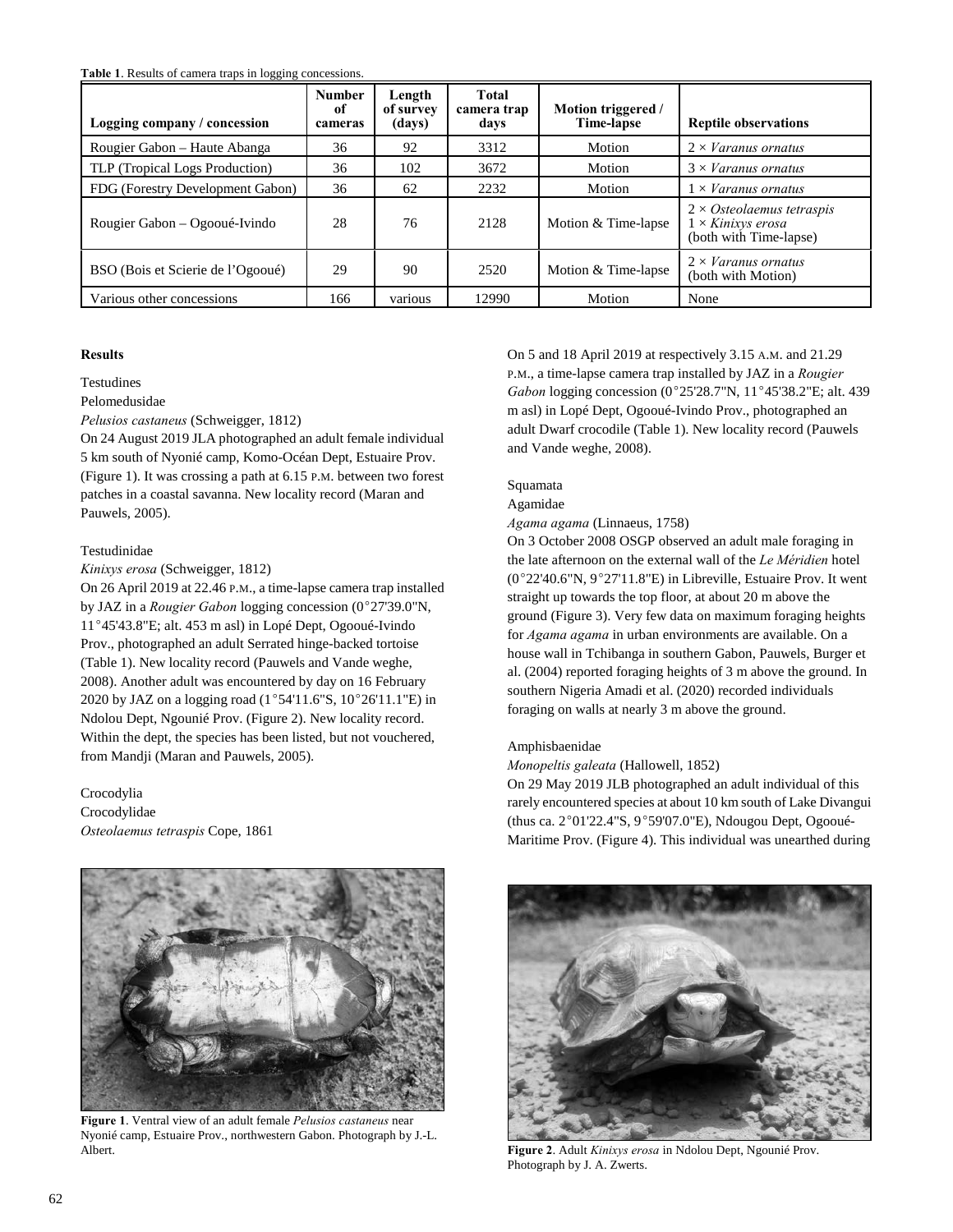**Table 1**. Results of camera traps in logging concessions.

| Logging company / concession | Number of cameras | Length of survey (days) | Total camera trap days | Motion triggered / Time-lapse | Reptile observations |
|---|---|---|---|---|---|
| Rougier Gabon – Haute Abanga | 36 | 92 | 3312 | Motion | 2 × *Varanus ornatus* |
| TLP (Tropical Logs Production) | 36 | 102 | 3672 | Motion | 3 × *Varanus ornatus* |
| FDG (Forestry Development Gabon) | 36 | 62 | 2232 | Motion | 1 × *Varanus ornatus* |
| Rougier Gabon – Ogooué-Ivindo | 28 | 76 | 2128 | Motion & Time-lapse | 2 × *Osteolaemus tetraspis* 1 × *Kinixys erosa* (both with Time-lapse) |
| BSO (Bois et Scierie de l'Ogooué) | 29 | 90 | 2520 | Motion & Time-lapse | 2 × *Varanus ornatus* (both with Motion) |
| Various other concessions | 166 | various | 12990 | Motion | None |

## Results

Testudines

Pelomedusidae

*Pelusios castaneus* (Schweigger, 1812)

On 24 August 2019 JLA photographed an adult female individual 5 km south of Nyonié camp, Komo-Océan Dept, Estuaire Prov. (Figure 1). It was crossing a path at 6.15 P.M. between two forest patches in a coastal savanna. New locality record (Maran and Pauwels, 2005).

Testudinidae

*Kinixys erosa* (Schweigger, 1812)

On 26 April 2019 at 22.46 P.M., a time-lapse camera trap installed by JAZ in a *Rougier Gabon* logging concession (0°27'39.0"N, 11°45'43.8"E; alt. 453 m asl) in Lopé Dept, Ogooué-Ivindo Prov., photographed an adult Serrated hinge-backed tortoise (Table 1). New locality record (Pauwels and Vande weghe, 2008). Another adult was encountered by day on 16 February 2020 by JAZ on a logging road (1°54'11.6"S, 10°26'11.1"E) in Ndolou Dept, Ngounié Prov. (Figure 2). New locality record. Within the dept, the species has been listed, but not vouchered, from Mandji (Maran and Pauwels, 2005).

Crocodylia

Crocodylidae

*Osteolaemus tetraspis* Cope, 1861

On 5 and 18 April 2019 at respectively 3.15 A.M. and 21.29 P.M., a time-lapse camera trap installed by JAZ in a *Rougier Gabon* logging concession (0°25'28.7"N, 11°45'38.2"E; alt. 439 m asl) in Lopé Dept, Ogooué-Ivindo Prov., photographed an adult Dwarf crocodile (Table 1). New locality record (Pauwels and Vande weghe, 2008).

Figure 1. Ventral view of an adult female *Pelusios castaneus* near Nyonié camp, Estuaire Prov., northwestern Gabon. Photograph by J.-L. Albert.

Squamata

Agamidae

*Agama agama* (Linnaeus, 1758)

On 3 October 2008 OSGP observed an adult male foraging in the late afternoon on the external wall of the *Le Méridien* hotel (0°22'40.6"N, 9°27'11.8"E) in Libreville, Estuaire Prov. It went straight up towards the top floor, at about 20 m above the ground (Figure 3). Very few data on maximum foraging heights for *Agama agama* in urban environments are available. On a house wall in Tchibanga in southern Gabon, Pauwels, Burger et al. (2004) reported foraging heights of 3 m above the ground. In southern Nigeria Amadi et al. (2020) recorded individuals foraging on walls at nearly 3 m above the ground.

Amphisbaenidae

*Monopeltis galeata* (Hallowell, 1852)

On 29 May 2019 JLB photographed an adult individual of this rarely encountered species at about 10 km south of Lake Divangui (thus ca. 2°01'22.4"S, 9°59'07.0"E), Ndougou Dept, Ogooué-Maritime Prov. (Figure 4). This individual was unearthed during

Figure 2. Adult *Kinixys erosa* in Ndolou Dept, Ngounié Prov. Photograph by J. A. Zwerts.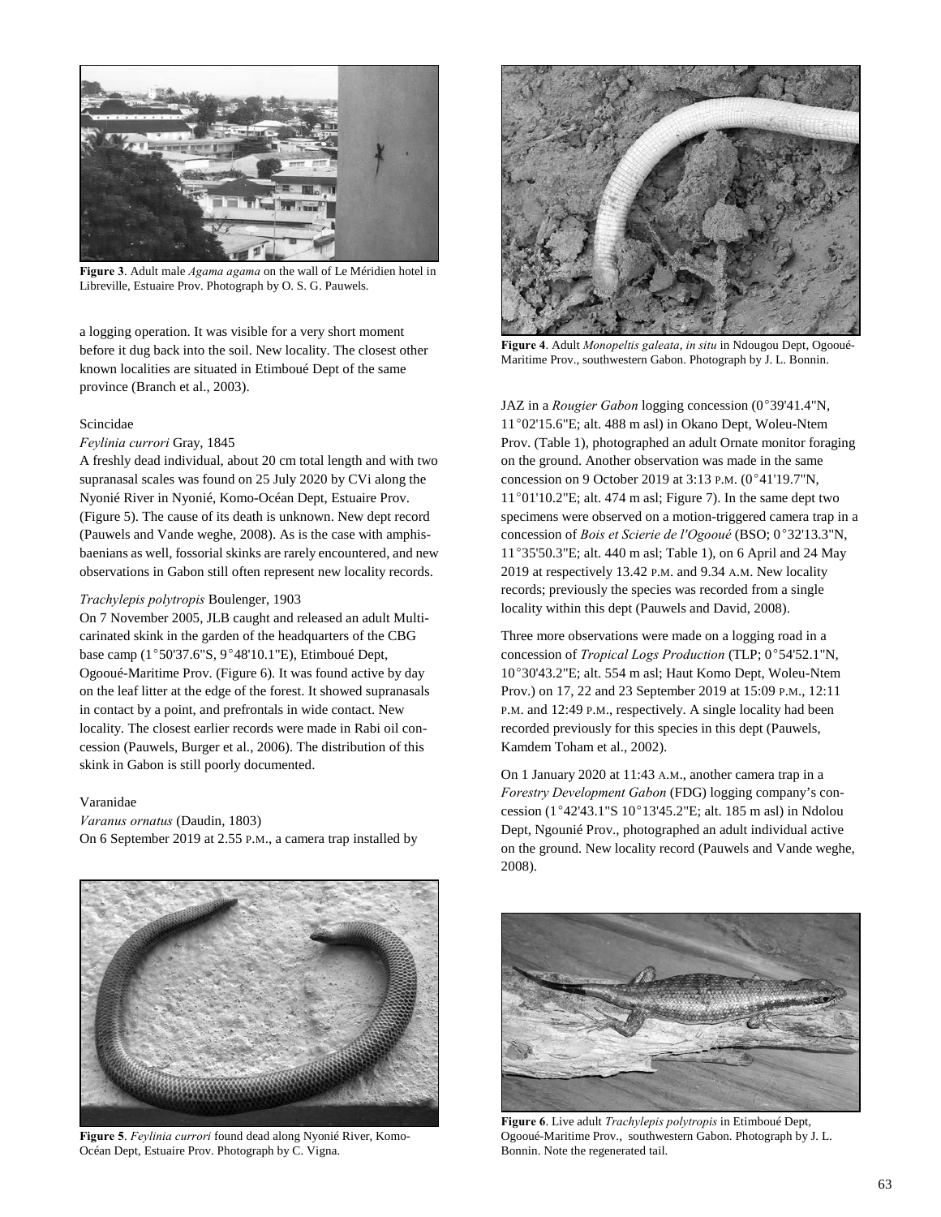**Figure 3**. Adult male *Agama agama* on the wall of Le Méridien hotel in Libreville, Estuaire Prov. Photograph by O. S. G. Pauwels.

a logging operation. It was visible for a very short moment before it dug back into the soil. New locality. The closest other known localities are situated in Etimboué Dept of the same province (Branch et al., 2003).

**Figure 4**. Adult *Monopeltis galeata*, *in situ* in Ndougou Dept, Ogooué-Maritime Prov., southwestern Gabon. Photograph by J. L. Bonnin.

Scincidae

*Feylinia currori* Gray, 1845

A freshly dead individual, about 20 cm total length and with two supranasal scales was found on 25 July 2020 by CVi along the Nyonié River in Nyonié, Komo-Océan Dept, Estuaire Prov. (Figure 5). The cause of its death is unknown. New dept record (Pauwels and Vande weghe, 2008). As is the case with amphisbaenians as well, fossorial skinks are rarely encountered, and new observations in Gabon still often represent new locality records.

*Trachylepis polytropis* Boulenger, 1903

On 7 November 2005, JLB caught and released an adult Multicarinated skink in the garden of the headquarters of the CBG base camp (1°50'37.6"S, 9°48'10.1"E), Etimboué Dept, Ogooué-Maritime Prov. (Figure 6). It was found active by day on the leaf litter at the edge of the forest. It showed supranasals in contact by a point, and prefrontals in wide contact. New locality. The closest earlier records were made in Rabi oil concession (Pauwels, Burger et al., 2006). The distribution of this skink in Gabon is still poorly documented.

Varanidae

*Varanus ornatus* (Daudin, 1803)

On 6 September 2019 at 2.55 P.M., a camera trap installed by JAZ in a *Rougier Gabon* logging concession (0°39'41.4"N, 11°02'15.6"E; alt. 488 m asl) in Okano Dept, Woleu-Ntem Prov. (Table 1), photographed an adult Ornate monitor foraging on the ground. Another observation was made in the same concession on 9 October 2019 at 3:13 P.M. (0°41'19.7"N, 11°01'10.2"E; alt. 474 m asl; Figure 7). In the same dept two specimens were observed on a motion-triggered camera trap in a concession of *Bois et Scierie de l'Ogooué* (BSO; 0°32'13.3"N, 11°35'50.3"E; alt. 440 m asl; Table 1), on 6 April and 24 May 2019 at respectively 13.42 P.M. and 9.34 A.M. New locality records; previously the species was recorded from a single locality within this dept (Pauwels and David, 2008).

Three more observations were made on a logging road in a concession of *Tropical Logs Production* (TLP; 0°54'52.1"N, 10°30'43.2"E; alt. 554 m asl; Haut Komo Dept, Woleu-Ntem Prov.) on 17, 22 and 23 September 2019 at 15:09 P.M., 12:11 P.M. and 12:49 P.M., respectively. A single locality had been recorded previously for this species in this dept (Pauwels, Kamdem Toham et al., 2002).

On 1 January 2020 at 11:43 A.M., another camera trap in a *Forestry Development Gabon* (FDG) logging company's concession (1°42'43.1"S 10°13'45.2"E; alt. 185 m asl) in Ndolou Dept, Ngounié Prov., photographed an adult individual active on the ground. New locality record (Pauwels and Vande weghe, 2008).

**Figure 5**. *Feylinia currori* found dead along Nyonié River, Komo-Océan Dept, Estuaire Prov. Photograph by C. Vigna.

**Figure 6**. Live adult *Trachylepis polytropis* in Etimboué Dept, Ogooué-Maritime Prov., southwestern Gabon. Photograph by J. L. Bonnin. Note the regenerated tail.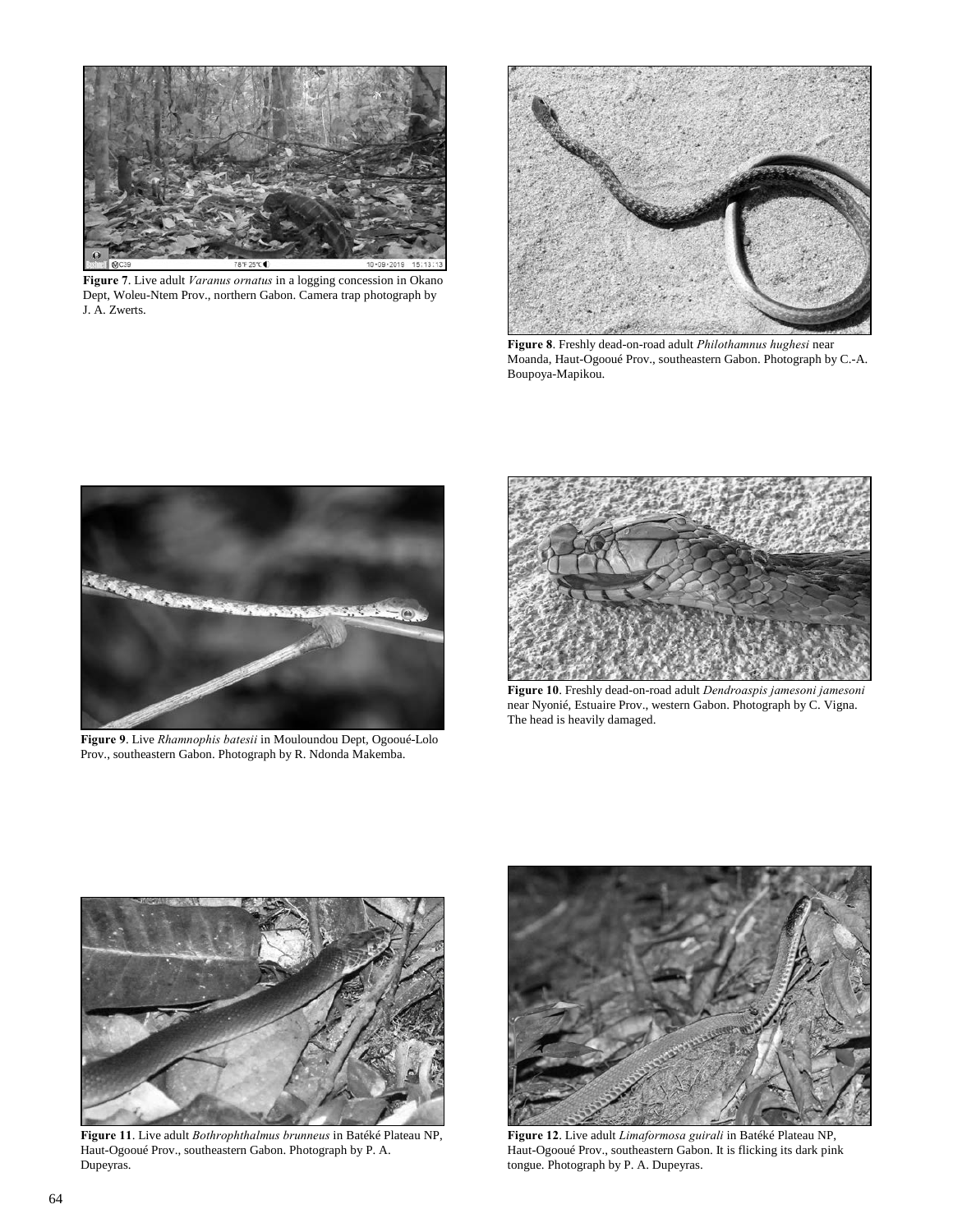**Figure 7**. Live adult *Varanus ornatus* in a logging concession in Okano Dept, Woleu-Ntem Prov., northern Gabon. Camera trap photograph by J. A. Zwerts.

**Figure 8**. Freshly dead-on-road adult *Philothamnus hughesi* near Moanda, Haut-Ogooué Prov., southeastern Gabon. Photograph by C.-A. Boupoya-Mapikou.

**Figure 9**. Live *Rhamnophis batesii* in Mouloundou Dept, Ogooué-Lolo Prov., southeastern Gabon. Photograph by R. Ndonda Makemba.

**Figure 10**. Freshly dead-on-road adult *Dendroaspis jamesoni jamesoni* near Nyonié, Estuaire Prov., western Gabon. Photograph by C. Vigna. The head is heavily damaged.

**Figure 11**. Live adult *Bothrophthalmus brunneus* in Batéké Plateau NP, Haut-Ogooué Prov., southeastern Gabon. Photograph by P. A. Dupeyras.

**Figure 12**. Live adult *Limaformosa guirali* in Batéké Plateau NP, Haut-Ogooué Prov., southeastern Gabon. It is flicking its dark pink tongue. Photograph by P. A. Dupeyras.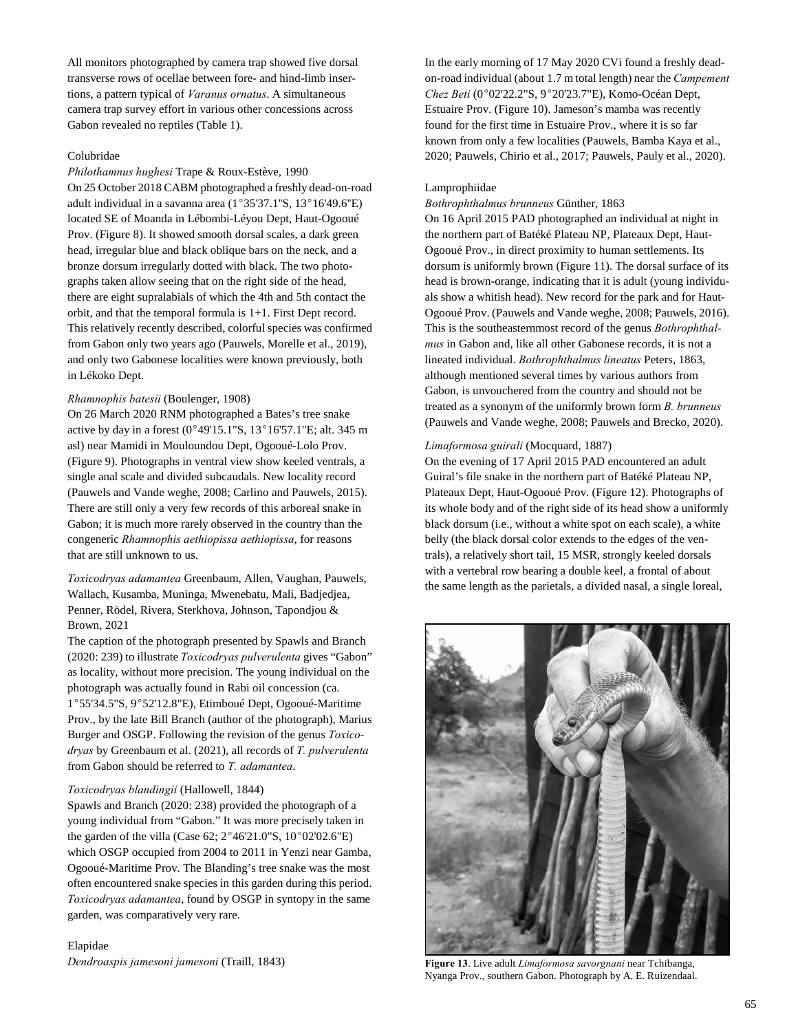All monitors photographed by camera trap showed five dorsal transverse rows of ocellae between fore- and hind-limb insertions, a pattern typical of *Varanus ornatus*. A simultaneous camera trap survey effort in various other concessions across Gabon revealed no reptiles (Table 1).

Colubridae

*Philothamnus hughesi* Trape & Roux-Estève, 1990

On 25 October 2018 CABM photographed a freshly dead-on-road adult individual in a savanna area (1°35'37.1"S, 13°16'49.6"E) located SE of Moanda in Lébombi-Léyou Dept, Haut-Ogooué Prov. (Figure 8). It showed smooth dorsal scales, a dark green head, irregular blue and black oblique bars on the neck, and a bronze dorsum irregularly dotted with black. The two photographs taken allow seeing that on the right side of the head, there are eight supralabials of which the 4th and 5th contact the orbit, and that the temporal formula is 1+1. First Dept record. This relatively recently described, colorful species was confirmed from Gabon only two years ago (Pauwels, Morelle et al., 2019), and only two Gabonese localities were known previously, both in Lékoko Dept.

*Rhamnophis batesii* (Boulenger, 1908)

On 26 March 2020 RNM photographed a Bates's tree snake active by day in a forest (0°49'15.1"S, 13°16'57.1"E; alt. 345 m asl) near Mamidi in Mouloundou Dept, Ogooué-Lolo Prov. (Figure 9). Photographs in ventral view show keeled ventrals, a single anal scale and divided subcaudals. New locality record (Pauwels and Vande weghe, 2008; Carlino and Pauwels, 2015). There are still only a very few records of this arboreal snake in Gabon; it is much more rarely observed in the country than the congeneric *Rhamnophis aethiopissa aethiopissa*, for reasons that are still unknown to us.

*Toxicodryas adamantea* Greenbaum, Allen, Vaughan, Pauwels, Wallach, Kusamba, Muninga, Mwenebatu, Mali, Badjedjea, Penner, Rödel, Rivera, Sterkhova, Johnson, Tapondjou & Brown, 2021

The caption of the photograph presented by Spawls and Branch (2020: 239) to illustrate *Toxicodryas pulverulenta* gives "Gabon" as locality, without more precision. The young individual on the photograph was actually found in Rabi oil concession (ca. 1°55'34.5"S, 9°52'12.8"E), Etimboué Dept, Ogooué-Maritime Prov., by the late Bill Branch (author of the photograph), Marius Burger and OSGP. Following the revision of the genus *Toxicodryas* by Greenbaum et al. (2021), all records of *T. pulverulenta* from Gabon should be referred to *T. adamantea*.

*Toxicodryas blandingii* (Hallowell, 1844)

Spawls and Branch (2020: 238) provided the photograph of a young individual from "Gabon." It was more precisely taken in the garden of the villa (Case 62; 2°46'21.0"S, 10°02'02.6"E) which OSGP occupied from 2004 to 2011 in Yenzi near Gamba, Ogoué-Maritime Prov. The Blanding's tree snake was the most often encountered snake species in this garden during this period. *Toxicodryas adamantea*, found by OSGP in syntopy in the same garden, was comparatively very rare.

Elapidae

*Dendroaspis jamesoni jamesoni* (Traill, 1843)

In the early morning of 17 May 2020 CVi found a freshly dead-on-road individual (about 1.7 m total length) near the *Campement Chez Beti* (0°02'22.2"S, 9°20'23.7"E), Komo-Océan Dept, Estuaire Prov. (Figure 10). Jameson's mamba was recently found for the first time in Estuaire Prov., where it is so far known from only a few localities (Pauwels, Bamba Kaya et al., 2020; Pauwels, Chirio et al., 2017; Pauwels, Pauly et al., 2020).

Lamprophiidae

*Bothrophthalmus brunneus* Günther, 1863

On 16 April 2015 PAD photographed an individual at night in the northern part of Batéké Plateau NP, Plateaux Dept, Haut-Ogooué Prov., in direct proximity to human settlements. Its dorsum is uniformly brown (Figure 11). The dorsal surface of its head is brown-orange, indicating that it is adult (young individuals show a whitish head). New record for the park and for Haut-Ogooué Prov. (Pauwels and Vande weghe, 2008; Pauwels, 2016). This is the southeasternmost record of the genus *Bothrophthalmus* in Gabon and, like all other Gabonese records, it is not a lineated individual. *Bothrophthalmus lineatus* Peters, 1863, although mentioned several times by various authors from Gabon, is unvouchered from the country and should not be treated as a synonym of the uniformly brown form *B. brunneus* (Pauwels and Vande weghe, 2008; Pauwels and Brecko, 2020).

*Limaformosa guirali* (Mocquard, 1887)

On the evening of 17 April 2015 PAD encountered an adult Guiral's file snake in the northern part of Batéké Plateau NP, Plateaux Dept, Haut-Ogooué Prov. (Figure 12). Photographs of its whole body and of the right side of its head show a uniformly black dorsum (i.e., without a white spot on each scale), a white belly (the black dorsal color extends to the edges of the ventrals), a relatively short tail, 15 MSR, strongly keeled dorsals with a vertebral row bearing a double keel, a frontal of about the same length as the parietals, a divided nasal, a single loreal,

**Figure 13**. Live adult *Limaformosa savorgnani* near Tchibanga, Nyanga Prov., southern Gabon. Photograph by A. E. Ruizendaal.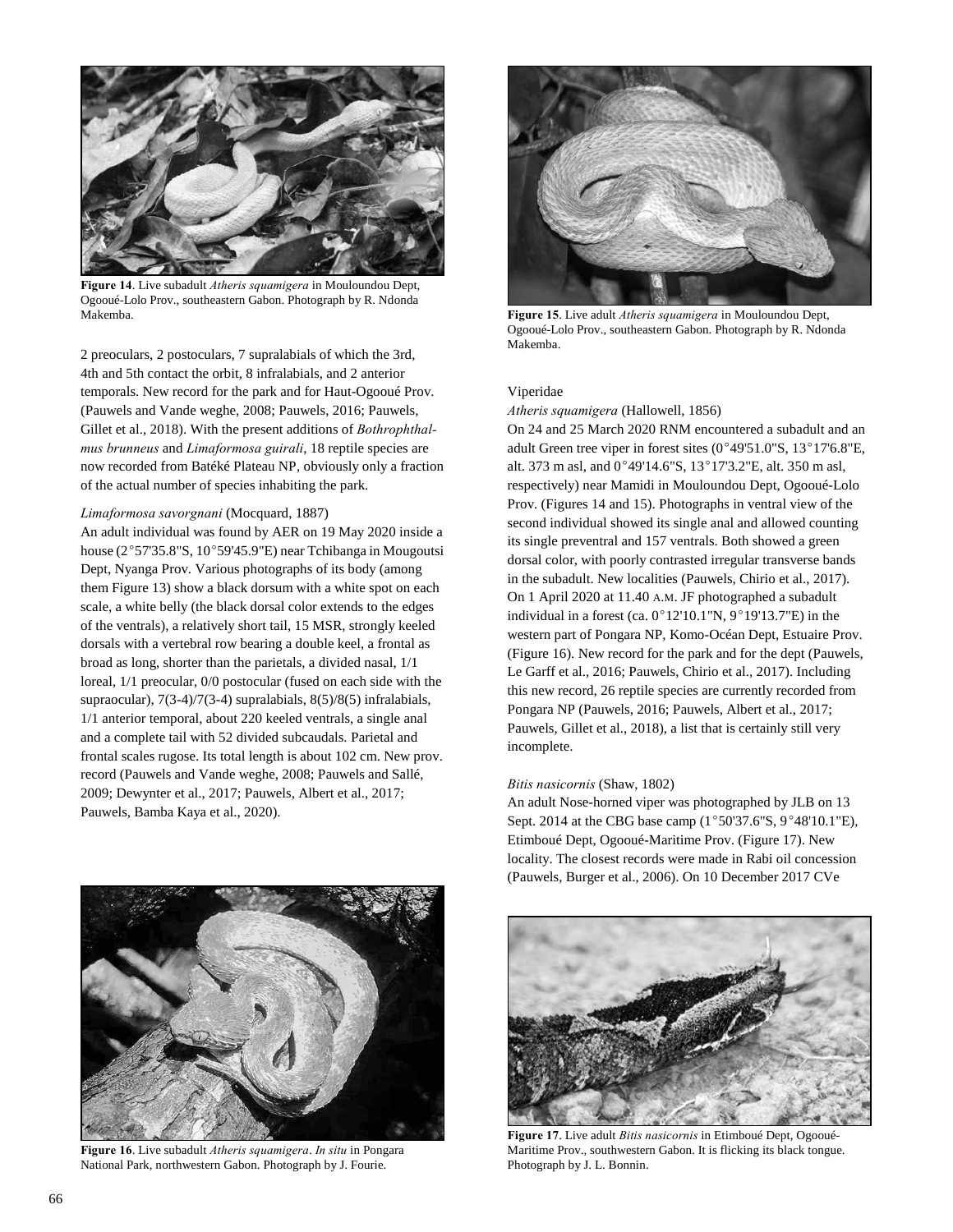Figure 14. Live subadult *Atheris squamigera* in Mouloundou Dept, Ogooué-Lolo Prov., southeastern Gabon. Photograph by R. Ndonda Makemba.

2 preoculars, 2 postoculars, 7 supralabials of which the 3rd, 4th and 5th contact the orbit, 8 infralabials, and 2 anterior temporals. New record for the park and for Haut-Ogooué Prov. (Pauwels and Vande weghe, 2008; Pauwels, 2016; Pauwels, Gillet et al., 2018). With the present additions of *Bothrophthalmus brunneus* and *Limaformosa guirali*, 18 reptile species are now recorded from Batéké Plateau NP, obviously only a fraction of the actual number of species inhabiting the park.

*Limaformosa savorgnani* (Mocquard, 1887)
An adult individual was found by AER on 19 May 2020 inside a house (2°57'35.8"S, 10°59'45.9"E) near Tchibanga in Mougoutsi Dept, Nyanga Prov. Various photographs of its body (among them Figure 13) show a black dorsum with a white spot on each scale, a white belly (the black dorsal color extends to the edges of the ventrals), a relatively short tail, 15 MSR, strongly keeled dorsals with a vertebral row bearing a double keel, a frontal as broad as long, shorter than the parietals, a divided nasal, 1/1 loreal, 1/1 preocular, 0/0 postocular (fused on each side with the supraocular), 7(3-4)/7(3-4) supralabials, 8(5)/8(5) infralabials, 1/1 anterior temporal, about 220 keeled ventrals, a single anal and a complete tail with 52 divided subcaudals. Parietal and frontal scales rugose. Its total length is about 102 cm. New prov. record (Pauwels and Vande weghe, 2008; Pauwels and Sallé, 2009; Dewynter et al., 2017; Pauwels, Albert et al., 2017; Pauwels, Bamba Kaya et al., 2020).

Figure 15. Live adult *Atheris squamigera* in Mouloundou Dept, Ogooué-Lolo Prov., southeastern Gabon. Photograph by R. Ndonda Makemba.

Viperidae

*Atheris squamigera* (Hallowell, 1856)
On 24 and 25 March 2020 RNM encountered a subadult and an adult Green tree viper in forest sites (0°49'51.0"S, 13°17'6.8"E, alt. 373 m asl, and 0°49'14.6"S, 13°17'3.2"E, alt. 350 m asl, respectively) near Mamidi in Mouloundou Dept, Ogooué-Lolo Prov. (Figures 14 and 15). Photographs in ventral view of the second individual showed its single anal and allowed counting its single preventral and 157 ventrals. Both showed a green dorsal color, with poorly contrasted irregular transverse bands in the subadult. New localities (Pauwels, Chirio et al., 2017). On 1 April 2020 at 11.40 A.M. JF photographed a subadult individual in a forest (ca. 0°12'10.1"N, 9°19'13.7"E) in the western part of Pongara NP, Komo-Océan Dept, Estuaire Prov. (Figure 16). New record for the park and for the dept (Pauwels, Le Garff et al., 2016; Pauwels, Chirio et al., 2017). Including this new record, 26 reptile species are currently recorded from Pongara NP (Pauwels, 2016; Pauwels, Albert et al., 2017; Pauwels, Gillet et al., 2018), a list that is certainly still very incomplete.

*Bitis nasicornis* (Shaw, 1802)
An adult Nose-horned viper was photographed by JLB on 13 Sept. 2014 at the CBG base camp (1°50'37.6"S, 9°48'10.1"E), Etimboué Dept, Ogooué-Maritime Prov. (Figure 17). New locality. The closest records were made in Rabi oil concession (Pauwels, Burger et al., 2006). On 10 December 2017 CVe

Figure 16. Live subadult *Atheris squamigera*. *In situ* in Pongara National Park, northwestern Gabon. Photograph by J. Fourie.

Figure 17. Live adult *Bitis nasicornis* in Etimboué Dept, Ogooué-Maritime Prov., southwestern Gabon. It is flicking its black tongue. Photograph by J. L. Bonnin.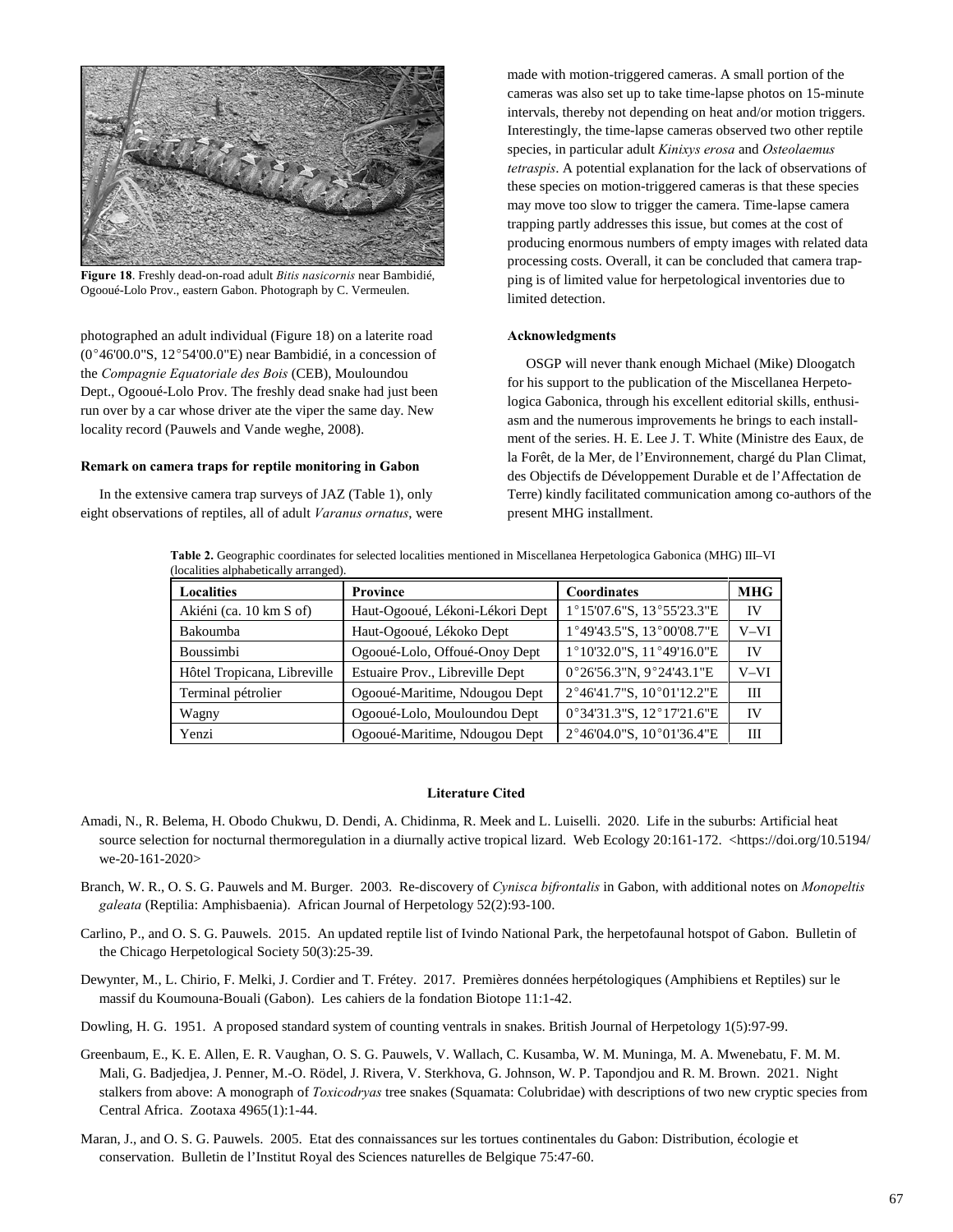**Figure 18**. Freshly dead-on-road adult *Bitis nasicornis* near Bambidié, Ogooué-Lolo Prov., eastern Gabon. Photograph by C. Vermeulen.

photographed an adult individual (Figure 18) on a laterite road (0°46'00.0"S, 12°54'00.0"E) near Bambidié, in a concession of the *Compagnie Equatoriale des Bois* (CEB), Mouloundou Dept., Ogooué-Lolo Prov. The freshly dead snake had just been run over by a car whose driver ate the viper the same day. New locality record (Pauwels and Vande weghe, 2008).

### Remark on camera traps for reptile monitoring in Gabon

In the extensive camera trap surveys of JAZ (Table 1), only eight observations of reptiles, all of adult *Varanus ornatus*, were made with motion-triggered cameras. A small portion of the cameras was also set up to take time-lapse photos on 15-minute intervals, thereby not depending on heat and/or motion triggers. Interestingly, the time-lapse cameras observed two other reptile species, in particular adult *Kinixys erosa* and *Osteolaemus tetraspis*. A potential explanation for the lack of observations of these species on motion-triggered cameras is that these species may move too slow to trigger the camera. Time-lapse camera trapping partly addresses this issue, but comes at the cost of producing enormous numbers of empty images with related data processing costs. Overall, it can be concluded that camera trapping is of limited value for herpetological inventories due to limited detection.

### Acknowledgments

OSGP will never thank enough Michael (Mike) Dloogatch for his support to the publication of the Miscellanea Herpetologica Gabonica, through his excellent editorial skills, enthusiasm and the numerous improvements he brings to each installment of the series. H. E. Lee J. T. White (Ministre des Eaux, de la Forêt, de la Mer, de l'Environnement, chargé du Plan Climat, des Objectifs de Développement Durable et de l'Affectation de Terre) kindly facilitated communication among co-authors of the present MHG installment.

**Table 2.** Geographic coordinates for selected localities mentioned in Miscellanea Herpetologica Gabonica (MHG) III–VI (localities alphabetically arranged).

| Localities | Province | Coordinates | MHG |
|---|---|---|---|
| Akiéni (ca. 10 km S of) | Haut-Ogooué, Lékoni-Lékori Dept | 1°15'07.6"S, 13°55'23.3"E | IV |
| Bakoumba | Haut-Ogooué, Lékoko Dept | 1°49'43.5"S, 13°00'08.7"E | V–VI |
| Boussimbi | Ogooué-Lolo, Offoué-Onoy Dept | 1°10'32.0"S, 11°49'16.0"E | IV |
| Hôtel Tropicana, Libreville | Estuaire Prov., Libreville Dept | 0°26'56.3"N, 9°24'43.1"E | V–VI |
| Terminal pétrolier | Ogooué-Maritime, Ndougou Dept | 2°46'41.7"S, 10°01'12.2"E | III |
| Wagny | Ogooué-Lolo, Mouloundou Dept | 0°34'31.3"S, 12°17'21.6"E | IV |
| Yenzi | Ogooué-Maritime, Ndougou Dept | 2°46'04.0"S, 10°01'36.4"E | III |

### Literature Cited

Amadi, N., R. Belema, H. Obodo Chukwu, D. Dendi, A. Chidinma, R. Meek and L. Luiselli. 2020. Life in the suburbs: Artificial heat source selection for nocturnal thermoregulation in a diurnally active tropical lizard. Web Ecology 20:161-172. <https://doi.org/10.5194/we-20-161-2020>

Branch, W. R., O. S. G. Pauwels and M. Burger. 2003. Re-discovery of *Cynisca bifrontalis* in Gabon, with additional notes on *Monopeltis galeata* (Reptilia: Amphisbaenia). African Journal of Herpetology 52(2):93-100.

Carlino, P., and O. S. G. Pauwels. 2015. An updated reptile list of Ivindo National Park, the herpetofaunal hotspot of Gabon. Bulletin of the Chicago Herpetological Society 50(3):25-39.

Dewynter, M., L. Chirio, F. Melki, J. Cordier and T. Frétey. 2017. Premières données herpétologiques (Amphibiens et Reptiles) sur le massif du Koumouna-Bouali (Gabon). Les cahiers de la fondation Biotope 11:1-42.

Dowling, H. G. 1951. A proposed standard system of counting ventrals in snakes. British Journal of Herpetology 1(5):97-99.

Greenbaum, E., K. E. Allen, E. R. Vaughan, O. S. G. Pauwels, V. Wallach, C. Kusamba, W. M. Muninga, M. A. Mwenebatu, F. M. M. Mali, G. Badjedjea, J. Penner, M.-O. Rödel, J. Rivera, V. Sterkhova, G. Johnson, W. P. Tapondjou and R. M. Brown. 2021. Night stalkers from above: A monograph of *Toxicodryas* tree snakes (Squamata: Colubridae) with descriptions of two new cryptic species from Central Africa. Zootaxa 4965(1):1-44.

Maran, J., and O. S. G. Pauwels. 2005. Etat des connaissances sur les tortues continentales du Gabon: Distribution, écologie et conservation. Bulletin de l'Institut Royal des Sciences naturelles de Belgique 75:47-60.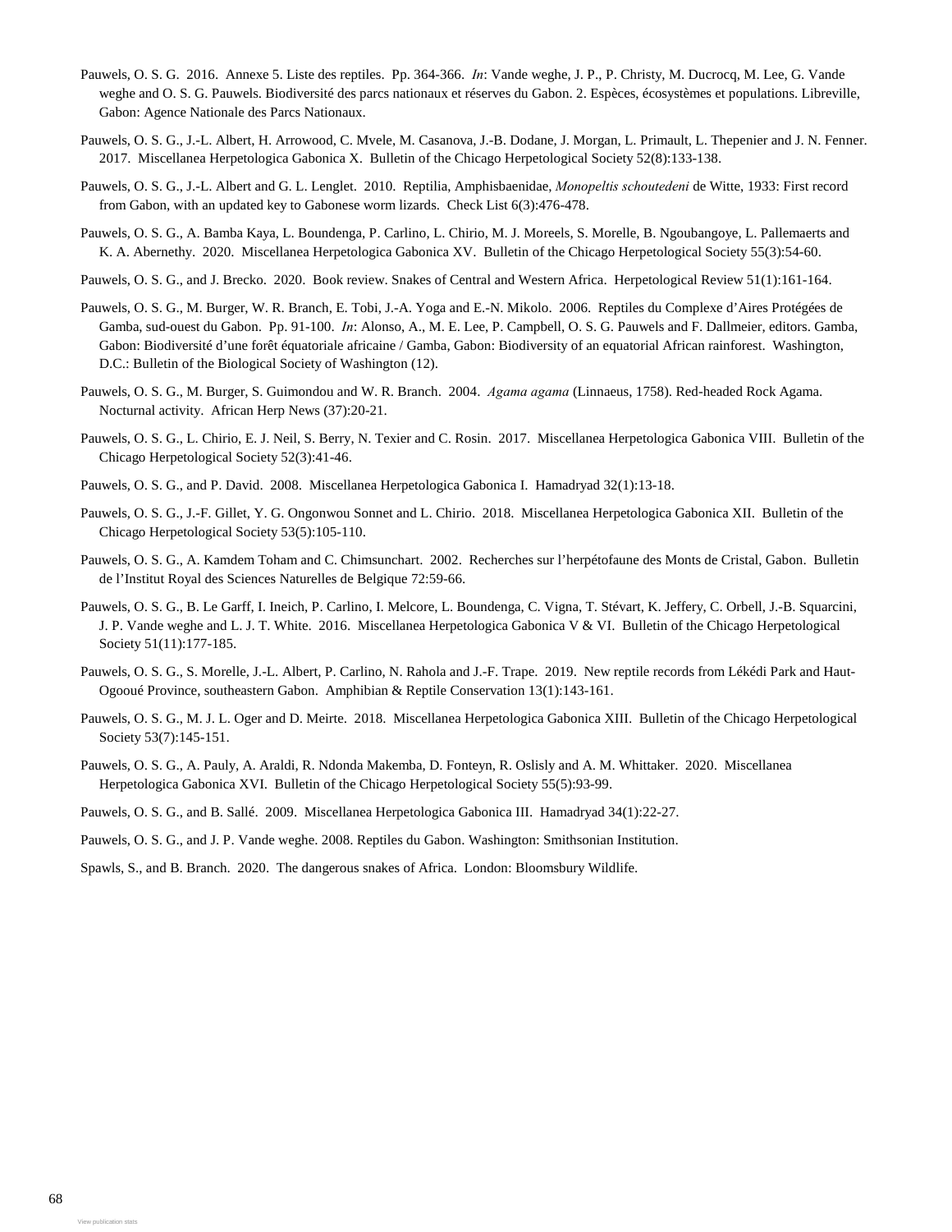Pauwels, O. S. G. 2016. Annexe 5. Liste des reptiles. Pp. 364-366. *In*: Vande weghe, J. P., P. Christy, M. Ducrocq, M. Lee, G. Vande weghe and O. S. G. Pauwels. Biodiversité des parcs nationaux et réserves du Gabon. 2. Espèces, écosystèmes et populations. Libreville, Gabon: Agence Nationale des Parcs Nationaux.

Pauwels, O. S. G., J.-L. Albert, H. Arrowood, C. Mvele, M. Casanova, J.-B. Dodane, J. Morgan, L. Primault, L. Thepenier and J. N. Fenner. 2017. Miscellanea Herpetologica Gabonica X. Bulletin of the Chicago Herpetological Society 52(8):133-138.

Pauwels, O. S. G., J.-L. Albert and G. L. Lenglet. 2010. Reptilia, Amphisbaenidae, *Monopeltis schoutedeni* de Witte, 1933: First record from Gabon, with an updated key to Gabonese worm lizards. Check List 6(3):476-478.

Pauwels, O. S. G., A. Bamba Kaya, L. Boundenga, P. Carlino, L. Chirio, M. J. Moreels, S. Morelle, B. Ngoubangoye, L. Pallemaerts and K. A. Abernethy. 2020. Miscellanea Herpetologica Gabonica XV. Bulletin of the Chicago Herpetological Society 55(3):54-60.

Pauwels, O. S. G., and J. Brecko. 2020. Book review. Snakes of Central and Western Africa. Herpetological Review 51(1):161-164.

Pauwels, O. S. G., M. Burger, W. R. Branch, E. Tobi, J.-A. Yoga and E.-N. Mikolo. 2006. Reptiles du Complexe d'Aires Protégées de Gamba, sud-ouest du Gabon. Pp. 91-100. *In*: Alonso, A., M. E. Lee, P. Campbell, O. S. G. Pauwels and F. Dallmeier, editors. Gamba, Gabon: Biodiversité d'une forêt équatoriale africaine / Gamba, Gabon: Biodiversity of an equatorial African rainforest. Washington, D.C.: Bulletin of the Biological Society of Washington (12).

Pauwels, O. S. G., M. Burger, S. Guimondou and W. R. Branch. 2004. *Agama agama* (Linnaeus, 1758). Red-headed Rock Agama. Nocturnal activity. African Herp News (37):20-21.

Pauwels, O. S. G., L. Chirio, E. J. Neil, S. Berry, N. Texier and C. Rosin. 2017. Miscellanea Herpetologica Gabonica VIII. Bulletin of the Chicago Herpetological Society 52(3):41-46.

Pauwels, O. S. G., and P. David. 2008. Miscellanea Herpetologica Gabonica I. Hamadryad 32(1):13-18.

Pauwels, O. S. G., J.-F. Gillet, Y. G. Ongonwou Sonnet and L. Chirio. 2018. Miscellanea Herpetologica Gabonica XII. Bulletin of the Chicago Herpetological Society 53(5):105-110.

Pauwels, O. S. G., A. Kamdem Toham and C. Chimsunchart. 2002. Recherches sur l'herpétofaune des Monts de Cristal, Gabon. Bulletin de l'Institut Royal des Sciences Naturelles de Belgique 72:59-66.

Pauwels, O. S. G., B. Le Garff, I. Ineich, P. Carlino, I. Melcore, L. Boundenga, C. Vigna, T. Stévart, K. Jeffery, C. Orbell, J.-B. Squarcini, J. P. Vande weghe and L. J. T. White. 2016. Miscellanea Herpetologica Gabonica V & VI. Bulletin of the Chicago Herpetological Society 51(11):177-185.

Pauwels, O. S. G., S. Morelle, J.-L. Albert, P. Carlino, N. Rahola and J.-F. Trape. 2019. New reptile records from Lékédi Park and Haut-Ogooué Province, southeastern Gabon. Amphibian & Reptile Conservation 13(1):143-161.

Pauwels, O. S. G., M. J. L. Oger and D. Meirte. 2018. Miscellanea Herpetologica Gabonica XIII. Bulletin of the Chicago Herpetological Society 53(7):145-151.

Pauwels, O. S. G., A. Pauly, A. Araldi, R. Ndonda Makemba, D. Fonteyn, R. Oslisly and A. M. Whittaker. 2020. Miscellanea Herpetologica Gabonica XVI. Bulletin of the Chicago Herpetological Society 55(5):93-99.

Pauwels, O. S. G., and B. Sallé. 2009. Miscellanea Herpetologica Gabonica III. Hamadryad 34(1):22-27.

Pauwels, O. S. G., and J. P. Vande weghe. 2008. Reptiles du Gabon. Washington: Smithsonian Institution.

Spawls, S., and B. Branch. 2020. The dangerous snakes of Africa. London: Bloomsbury Wildlife.